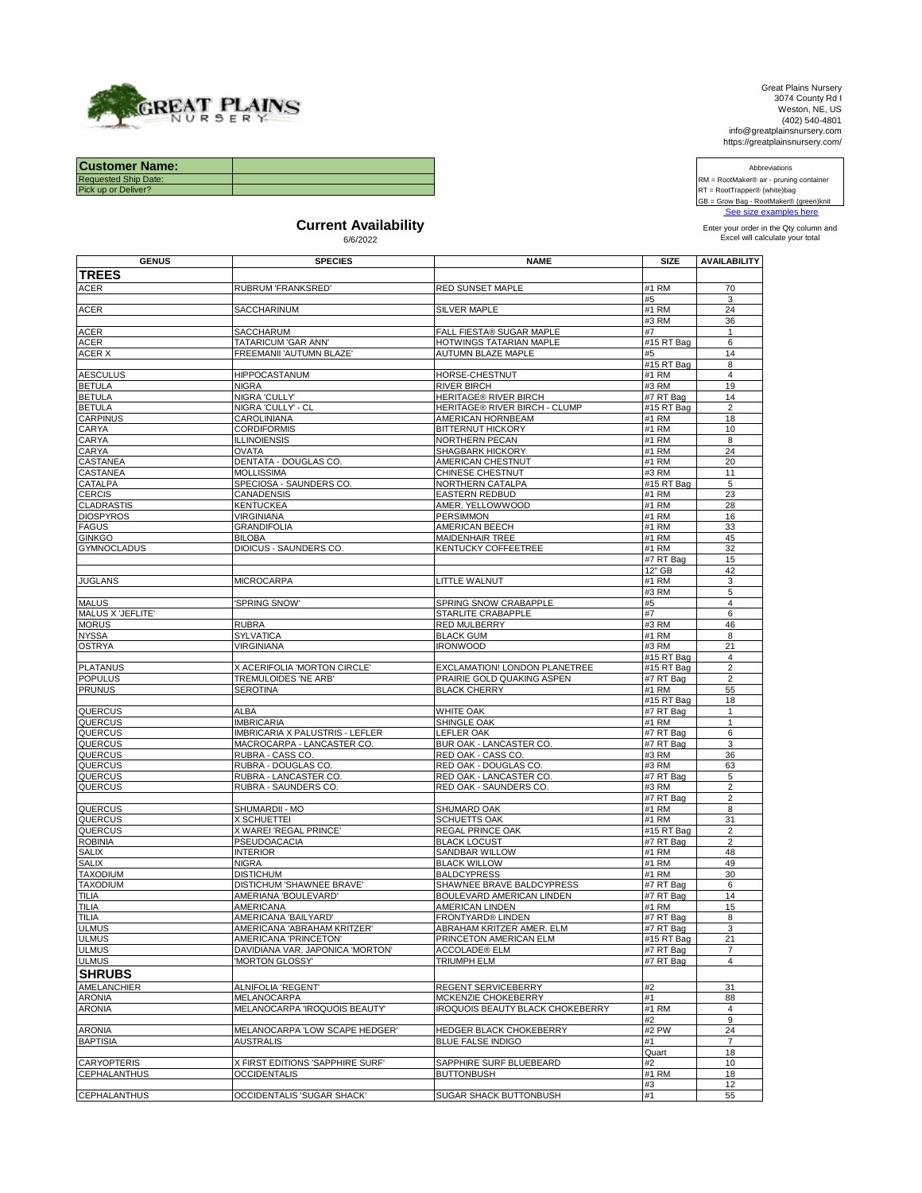Great Plains Nursery
3074 County Rd I
Weston, NE, US
(402) 540-4801
info@greatplainsnursery.com
https://greatplainsnursery.com/

| **Customer Name:** | |
|---|---|
| Requested Ship Date: | |
| Pick up or Deliver? | |

Abbreviations
RM = RootMaker® air - pruning container
RT = RootTrapper® (white)bag
GB = Grow Bag - RootMaker® (green)knit
See size examples here

Enter your order in the Qty column and Excel will calculate your total

# Current Availability

6/6/2022

| GENUS | SPECIES | NAME | SIZE | AVAILABILITY |
|---|---|---|---|---|
| **TREES** | | | | |
| ACER | RUBRUM 'FRANKSRED' | RED SUNSET MAPLE | #1 RM | 70 |
| | | | #5 | 3 |
| ACER | SACCHARINUM | SILVER MAPLE | #1 RM | 24 |
| | | | #3 RM | 36 |
| ACER | SACCHARUM | FALL FIESTA® SUGAR MAPLE | #7 | 1 |
| ACER | TATARICUM 'GAR ANN' | HOTWINGS TATARIAN MAPLE | #15 RT Bag | 6 |
| ACER X | FREEMANII 'AUTUMN BLAZE' | AUTUMN BLAZE MAPLE | #5 | 14 |
| | | | #15 RT Bag | 8 |
| AESCULUS | HIPPOCASTANUM | HORSE-CHESTNUT | #1 RM | 4 |
| BETULA | NIGRA | RIVER BIRCH | #3 RM | 19 |
| BETULA | NIGRA 'CULLY' | HERITAGE® RIVER BIRCH | #7 RT Bag | 14 |
| BETULA | NIGRA 'CULLY' - CL | HERITAGE® RIVER BIRCH - CLUMP | #15 RT Bag | 2 |
| CARPINUS | CAROLINIANA | AMERICAN HORNBEAM | #1 RM | 18 |
| CARYA | CORDIFORMIS | BITTERNUT HICKORY | #1 RM | 10 |
| CARYA | ILLINOIENSIS | NORTHERN PECAN | #1 RM | 8 |
| CARYA | OVATA | SHAGBARK HICKORY | #1 RM | 24 |
| CASTANEA | DENTATA - DOUGLAS CO. | AMERICAN CHESTNUT | #1 RM | 20 |
| CASTANEA | MOLLISSIMA | CHINESE CHESTNUT | #3 RM | 11 |
| CATALPA | SPECIOSA - SAUNDERS CO. | NORTHERN CATALPA | #15 RT Bag | 5 |
| CERCIS | CANADENSIS | EASTERN REDBUD | #1 RM | 23 |
| CLADRASTIS | KENTUCKEA | AMER. YELLOWWOOD | #1 RM | 28 |
| DIOSPYROS | VIRGINIANA | PERSIMMON | #1 RM | 16 |
| FAGUS | GRANDIFOLIA | AMERICAN BEECH | #1 RM | 33 |
| GINKGO | BILOBA | MAIDENHAIR TREE | #1 RM | 45 |
| GYMNOCLADUS | DIOICUS - SAUNDERS CO. | KENTUCKY COFFEETREE | #1 RM | 32 |
| | | | #7 RT Bag | 15 |
| | | | 12" GB | 42 |
| JUGLANS | MICROCARPA | LITTLE WALNUT | #1 RM | 3 |
| | | | #3 RM | 5 |
| MALUS | 'SPRING SNOW' | SPRING SNOW CRABAPPLE | #5 | 4 |
| MALUS X 'JEFLITE' | | STARLITE CRABAPPLE | #7 | 6 |
| MORUS | RUBRA | RED MULBERRY | #3 RM | 46 |
| NYSSA | SYLVATICA | BLACK GUM | #1 RM | 8 |
| OSTRYA | VIRGINIANA | IRONWOOD | #3 RM | 21 |
| | | | #15 RT Bag | 4 |
| PLATANUS | X ACERIFOLIA 'MORTON CIRCLE' | EXCLAMATION! LONDON PLANETREE | #15 RT Bag | 2 |
| POPULUS | TREMULOIDES 'NE ARB' | PRAIRIE GOLD QUAKING ASPEN | #7 RT Bag | 2 |
| PRUNUS | SEROTINA | BLACK CHERRY | #1 RM | 55 |
| | | | #15 RT Bag | 18 |
| QUERCUS | ALBA | WHITE OAK | #7 RT Bag | 1 |
| QUERCUS | IMBRICARIA | SHINGLE OAK | #1 RM | 1 |
| QUERCUS | IMBRICARIA X PALUSTRIS - LEFLER | LEFLER OAK | #7 RT Bag | 6 |
| QUERCUS | MACROCARPA - LANCASTER CO. | BUR OAK - LANCASTER CO. | #7 RT Bag | 3 |
| QUERCUS | RUBRA - CASS CO. | RED OAK - CASS CO. | #3 RM | 36 |
| QUERCUS | RUBRA - DOUGLAS CO. | RED OAK - DOUGLAS CO. | #3 RM | 63 |
| QUERCUS | RUBRA - LANCASTER CO. | RED OAK - LANCASTER CO. | #7 RT Bag | 5 |
| QUERCUS | RUBRA - SAUNDERS CO. | RED OAK - SAUNDERS CO. | #3 RM | 2 |
| | | | #7 RT Bag | 2 |
| QUERCUS | SHUMARDII - MO | SHUMARD OAK | #1 RM | 8 |
| QUERCUS | X SCHUETTEI | SCHUETTS OAK | #1 RM | 31 |
| QUERCUS | X WAREI 'REGAL PRINCE' | REGAL PRINCE OAK | #15 RT Bag | 2 |
| ROBINIA | PSEUDOACACIA | BLACK LOCUST | #7 RT Bag | 2 |
| SALIX | INTERIOR | SANDBAR WILLOW | #1 RM | 48 |
| SALIX | NIGRA | BLACK WILLOW | #1 RM | 49 |
| TAXODIUM | DISTICHUM | BALDCYPRESS | #1 RM | 30 |
| TAXODIUM | DISTICHUM 'SHAWNEE BRAVE' | SHAWNEE BRAVE BALDCYPRESS | #7 RT Bag | 6 |
| TILIA | AMERIANA 'BOULEVARD' | BOULEVARD AMERICAN LINDEN | #7 RT Bag | 14 |
| TILIA | AMERICANA | AMERICAN LINDEN | #1 RM | 15 |
| TILIA | AMERICANA 'BAILYARD' | FRONTYARD® LINDEN | #7 RT Bag | 8 |
| ULMUS | AMERICANA 'ABRAHAM KRITZER' | ABRAHAM KRITZER AMER. ELM | #7 RT Bag | 3 |
| ULMUS | AMERICANA 'PRINCETON' | PRINCETON AMERICAN ELM | #15 RT Bag | 21 |
| ULMUS | DAVIDIANA VAR. JAPONICA 'MORTON' | ACCOLADE® ELM | #7 RT Bag | 7 |
| ULMUS | 'MORTON GLOSSY' | TRIUMPH ELM | #7 RT Bag | 4 |
| **SHRUBS** | | | | |
| AMELANCHIER | ALNIFOLIA 'REGENT' | REGENT SERVICEBERRY | #2 | 31 |
| ARONIA | MELANOCARPA | MCKENZIE CHOKEBERRY | #1 | 88 |
| ARONIA | MELANOCARPA 'IROQUOIS BEAUTY' | IROQUOIS BEAUTY BLACK CHOKEBERRY | #1 RM | 4 |
| | | | #2 | 9 |
| ARONIA | MELANOCARPA 'LOW SCAPE HEDGER' | HEDGER BLACK CHOKEBERRY | #2 PW | 24 |
| BAPTISIA | AUSTRALIS | BLUE FALSE INDIGO | #1 | 7 |
| | | | Quart | 18 |
| CARYOPTERIS | X FIRST EDITIONS 'SAPPHIRE SURF' | SAPPHIRE SURF BLUEBEARD | #2 | 10 |
| CEPHALANTHUS | OCCIDENTALIS | BUTTONBUSH | #1 RM | 18 |
| | | | #3 | 12 |
| CEPHALANTHUS | OCCIDENTALIS 'SUGAR SHACK' | SUGAR SHACK BUTTONBUSH | #1 | 55 |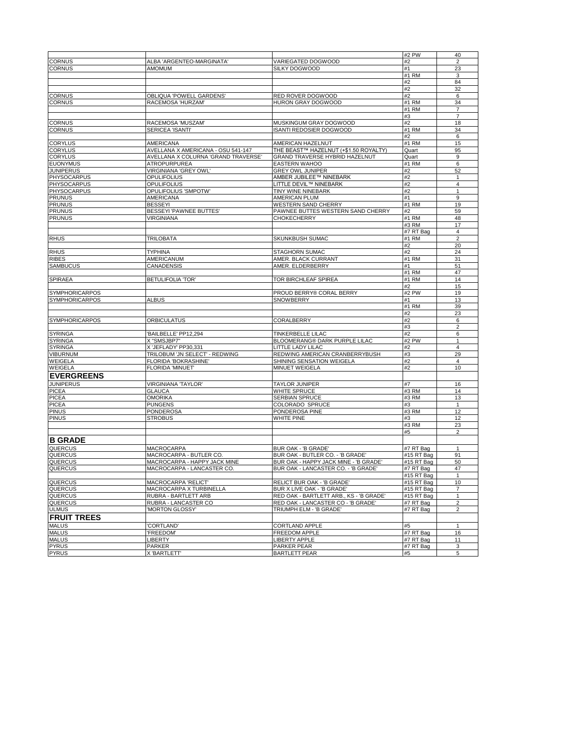| | | | | |
|---|---|---|---|---|
| | | | #2 PW | 40 |
| CORNUS | ALBA 'ARGENTEO-MARGINATA' | VARIEGATED DOGWOOD | #2 | 2 |
| CORNUS | AMOMUM | SILKY DOGWOOD | #1 | 23 |
| | | | #1 RM | 3 |
| | | | #2 | 84 |
| | | | #2 | 32 |
| CORNUS | OBLIQUA 'POWELL GARDENS' | RED ROVER DOGWOOD | #2 | 6 |
| CORNUS | RACEMOSA 'HURZAM' | HURON GRAY DOGWOOD | #1 RM | 34 |
| | | | #1 RM | 7 |
| | | | #3 | 7 |
| CORNUS | RACEMOSA 'MUSZAM' | MUSKINGUM GRAY DOGWOOD | #2 | 18 |
| CORNUS | SERICEA 'ISANTI' | ISANTI REDOSIER DOGWOOD | #1 RM | 34 |
| | | | #2 | 6 |
| CORYLUS | AMERICANA | AMERICAN HAZELNUT | #1 RM | 15 |
| CORYLUS | AVELLANA X AMERICANA - OSU 541-147 | THE BEAST™ HAZELNUT (+$1.50 ROYALTY) | Quart | 95 |
| CORYLUS | AVELLANA X COLURNA 'GRAND TRAVERSE' | GRAND TRAVERSE HYBRID HAZELNUT | Quart | 9 |
| EUONYMUS | ATROPURPUREA | EASTERN WAHOO | #1 RM | 6 |
| JUNIPERUS | VIRGINIANA 'GREY OWL' | GREY OWL JUNIPER | #2 | 52 |
| PHYSOCARPUS | OPULIFOLIUS | AMBER JUBILEE™ NINEBARK | #2 | 1 |
| PHYSOCARPUS | OPULIFOLIUS | LITTLE DEVIL™ NINEBARK | #2 | 4 |
| PHYSOCARPUS | OPULIFOLIUS 'SMPOTW' | TINY WINE NINEBARK | #2 | 1 |
| PRUNUS | AMERICANA | AMERICAN PLUM | #1 | 9 |
| PRUNUS | BESSEYI | WESTERN SAND CHERRY | #1 RM | 19 |
| PRUNUS | BESSEYI 'PAWNEE BUTTES' | PAWNEE BUTTES WESTERN SAND CHERRY | #2 | 59 |
| PRUNUS | VIRGINIANA | CHOKECHERRY | #1 RM | 48 |
| | | | #3 RM | 17 |
| | | | #7 RT Bag | 4 |
| RHUS | TRILOBATA | SKUNKBUSH SUMAC | #1 RM | 2 |
| | | | #2 | 20 |
| RHUS | TYPHINA | STAGHORN SUMAC | #2 | 24 |
| RIBES | AMERICANUM | AMER. BLACK CURRANT | #1 RM | 31 |
| SAMBUCUS | CANADENSIS | AMER. ELDERBERRY | #1 | 51 |
| | | | #1 RM | 47 |
| SPIRAEA | BETULIFOLIA 'TOR' | TOR BIRCHLEAF SPIREA | #1 RM | 14 |
| | | | #2 | 15 |
| SYMPHORICARPOS | | PROUD BERRY® CORAL BERRY | #2 PW | 19 |
| SYMPHORICARPOS | ALBUS | SNOWBERRY | #1 | 13 |
| | | | #1 RM | 39 |
| | | | #2 | 23 |
| SYMPHORICARPOS | ORBICULATUS | CORALBERRY | #2 | 6 |
| | | | #3 | 2 |
| SYRINGA | 'BAILBELLE' PP12,294 | TINKERBELLE LILAC | #2 | 6 |
| SYRINGA | X "SMSJBP7" | BLOOMERANG® DARK PURPLE LILAC | #2 PW | 1 |
| SYRINGA | X 'JEFLADY' PP30,331 | LITTLE LADY LILAC | #2 | 4 |
| VIBURNUM | TRILOBUM 'JN SELECT' - REDWING | REDWING AMERICAN CRANBERRYBUSH | #3 | 29 |
| WEIGELA | FLORIDA 'BOKRASHINE' | SHINING SENSATION WEIGELA | #2 | 4 |
| WEIGELA | FLORIDA 'MINUET' | MINUET WEIGELA | #2 | 10 |
| **EVERGREENS** | | | | |
| JUNIPERUS | VIRGINIANA 'TAYLOR' | TAYLOR JUNIPER | #7 | 16 |
| PICEA | GLAUCA | WHITE SPRUCE | #3 RM | 14 |
| PICEA | OMORIKA | SERBIAN SPRUCE | #3 RM | 13 |
| PICEA | PUNGENS | COLORADO SPRUCE | #3 | 1 |
| PINUS | PONDEROSA | PONDEROSA PINE | #3 RM | 12 |
| PINUS | STROBUS | WHITE PINE | #3 | 12 |
| | | | #3 RM | 23 |
| | | | #5 | 2 |
| **B GRADE** | | | | |
| QUERCUS | MACROCARPA | BUR OAK - 'B GRADE' | #7 RT Bag | 1 |
| QUERCUS | MACROCARPA - BUTLER CO. | BUR OAK - BUTLER CO. - 'B GRADE' | #15 RT Bag | 91 |
| QUERCUS | MACROCARPA - HAPPY JACK MINE | BUR OAK - HAPPY JACK MINE - 'B GRADE' | #15 RT Bag | 50 |
| QUERCUS | MACROCARPA - LANCASTER CO. | BUR OAK - LANCASTER CO. - 'B GRADE' | #7 RT Bag | 47 |
| | | | #15 RT Bag | 1 |
| QUERCUS | MACROCARPA 'RELICT' | RELICT BUR OAK - 'B GRADE' | #15 RT Bag | 10 |
| QUERCUS | MACROCARPA X TURBINELLA | BUR X LIVE OAK - 'B GRADE' | #15 RT Bag | 7 |
| QUERCUS | RUBRA - BARTLETT ARB | RED OAK - BARTLETT ARB., KS - 'B GRADE' | #15 RT Bag | 1 |
| QUERCUS | RUBRA - LANCASTER CO | RED OAK - LANCASTER CO - 'B GRADE' | #7 RT Bag | 2 |
| ULMUS | 'MORTON GLOSSY' | TRIUMPH ELM - 'B GRADE' | #7 RT Bag | 2 |
| **FRUIT TREES** | | | | |
| MALUS | 'CORTLAND' | CORTLAND APPLE | #5 | 1 |
| MALUS | 'FREEDOM' | FREEDOM APPLE | #7 RT Bag | 16 |
| MALUS | LIBERTY | LIBERTY APPLE | #7 RT Bag | 11 |
| PYRUS | PARKER | PARKER PEAR | #7 RT Bag | 3 |
| PYRUS | X 'BARTLETT' | BARTLETT PEAR | #5 | 5 |